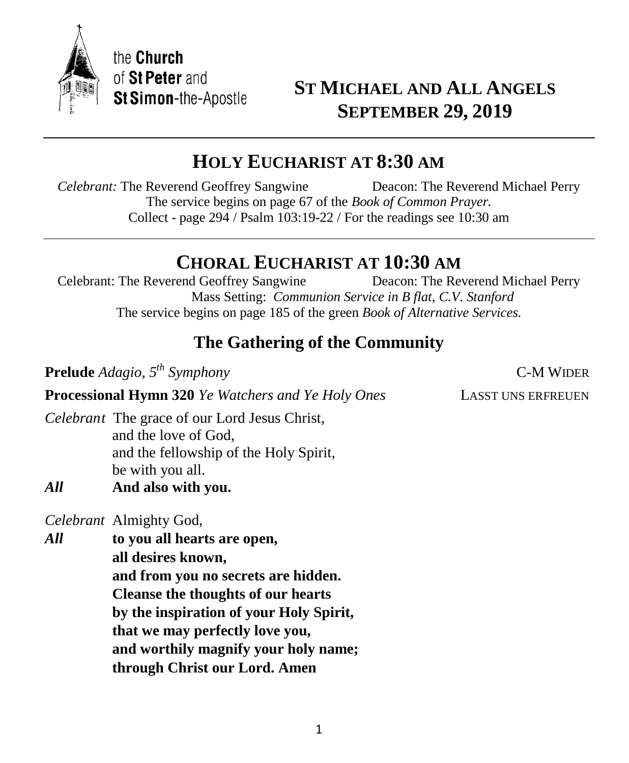the **Church**
of **St Peter** and
**St Simon**-the-Apostle

# ST MICHAEL AND ALL ANGELS
# SEPTEMBER 29, 2019

---

## HOLY EUCHARIST AT 8:30 AM

*Celebrant:* The Reverend Geoffrey Sangwine Deacon: The Reverend Michael Perry
The service begins on page 67 of the *Book of Common Prayer.*
Collect - page 294 / Psalm 103:19-22 / For the readings see 10:30 am

---

## CHORAL EUCHARIST AT 10:30 AM

Celebrant: The Reverend Geoffrey Sangwine Deacon: The Reverend Michael Perry
Mass Setting: *Communion Service in B flat, C.V. Stanford*
The service begins on page 185 of the green *Book of Alternative Services.*

### The Gathering of the Community

**Prelude** *Adagio, 5th Symphony* C-M WIDER

**Processional Hymn 320** *Ye Watchers and Ye Holy Ones* LASST UNS ERFREUEN

*Celebrant* The grace of our Lord Jesus Christ,
and the love of God,
and the fellowship of the Holy Spirit,
be with you all.

***All*** **And also with you.**

*Celebrant* Almighty God,

***All*** **to you all hearts are open,**
**all desires known,**
**and from you no secrets are hidden.**
**Cleanse the thoughts of our hearts**
**by the inspiration of your Holy Spirit,**
**that we may perfectly love you,**
**and worthily magnify your holy name;**
**through Christ our Lord. Amen**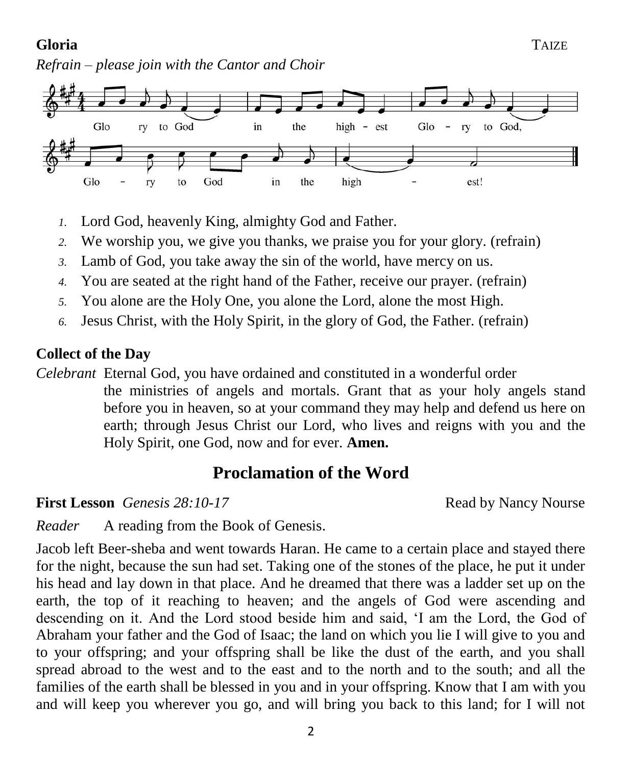**Gloria** TAIZE

*Refrain – please join with the Cantor and Choir*

Glo ry to God in the high - est Glo - ry to God,
Glo - ry to God in the high - est!

1. Lord God, heavenly King, almighty God and Father.
2. We worship you, we give you thanks, we praise you for your glory. (refrain)
3. Lamb of God, you take away the sin of the world, have mercy on us.
4. You are seated at the right hand of the Father, receive our prayer. (refrain)
5. You alone are the Holy One, you alone the Lord, alone the most High.
6. Jesus Christ, with the Holy Spirit, in the glory of God, the Father. (refrain)

**Collect of the Day**

*Celebrant* Eternal God, you have ordained and constituted in a wonderful order the ministries of angels and mortals. Grant that as your holy angels stand before you in heaven, so at your command they may help and defend us here on earth; through Jesus Christ our Lord, who lives and reigns with you and the Holy Spirit, one God, now and for ever. **Amen.**

## Proclamation of the Word

**First Lesson** *Genesis 28:10-17* Read by Nancy Nourse

*Reader* A reading from the Book of Genesis.

Jacob left Beer-sheba and went towards Haran. He came to a certain place and stayed there for the night, because the sun had set. Taking one of the stones of the place, he put it under his head and lay down in that place. And he dreamed that there was a ladder set up on the earth, the top of it reaching to heaven; and the angels of God were ascending and descending on it. And the Lord stood beside him and said, 'I am the Lord, the God of Abraham your father and the God of Isaac; the land on which you lie I will give to you and to your offspring; and your offspring shall be like the dust of the earth, and you shall spread abroad to the west and to the east and to the north and to the south; and all the families of the earth shall be blessed in you and in your offspring. Know that I am with you and will keep you wherever you go, and will bring you back to this land; for I will not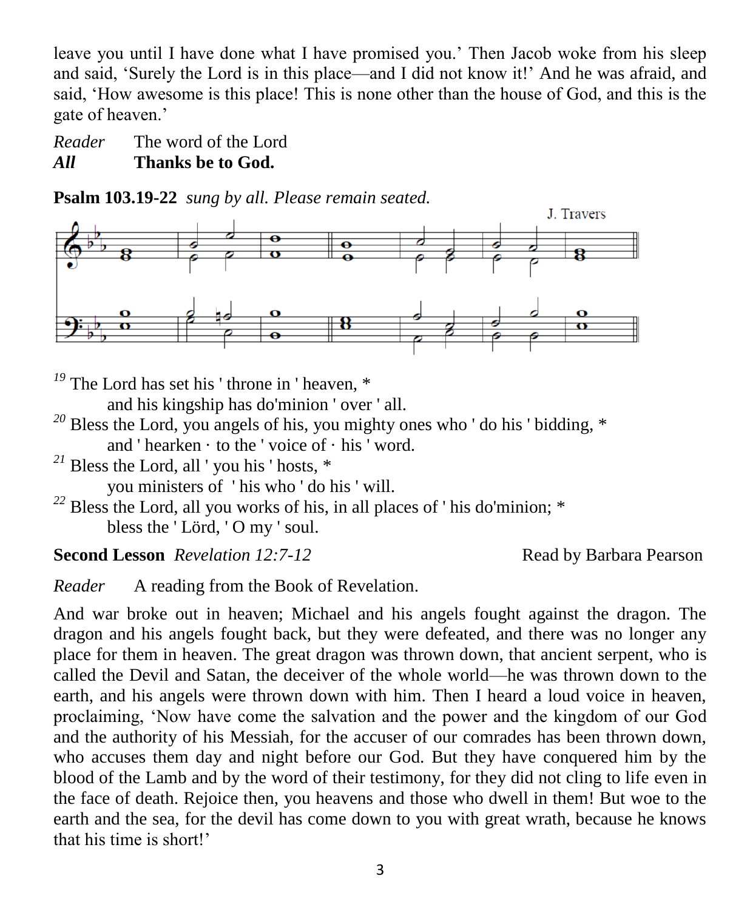leave you until I have done what I have promised you.' Then Jacob woke from his sleep and said, 'Surely the Lord is in this place—and I did not know it!' And he was afraid, and said, 'How awesome is this place! This is none other than the house of God, and this is the gate of heaven.'

*Reader* The word of the Lord
***All*** **Thanks be to God.**

**Psalm 103.19-22** *sung by all. Please remain seated.*

J. Travers

[19] The Lord has set his ' throne in ' heaven, *
  and his kingship has do'minion ' over ' all.
[20] Bless the Lord, you angels of his, you mighty ones who ' do his ' bidding, *
  and ' hearken · to the ' voice of · his ' word.
[21] Bless the Lord, all ' you his ' hosts, *
  you ministers of ' his who ' do his ' will.
[22] Bless the Lord, all you works of his, in all places of ' his do'minion; *
  bless the ' Lörd, ' O my ' soul.

**Second Lesson** *Revelation 12:7-12* Read by Barbara Pearson

*Reader* A reading from the Book of Revelation.

And war broke out in heaven; Michael and his angels fought against the dragon. The dragon and his angels fought back, but they were defeated, and there was no longer any place for them in heaven. The great dragon was thrown down, that ancient serpent, who is called the Devil and Satan, the deceiver of the whole world—he was thrown down to the earth, and his angels were thrown down with him. Then I heard a loud voice in heaven, proclaiming, 'Now have come the salvation and the power and the kingdom of our God and the authority of his Messiah, for the accuser of our comrades has been thrown down, who accuses them day and night before our God. But they have conquered him by the blood of the Lamb and by the word of their testimony, for they did not cling to life even in the face of death. Rejoice then, you heavens and those who dwell in them! But woe to the earth and the sea, for the devil has come down to you with great wrath, because he knows that his time is short!'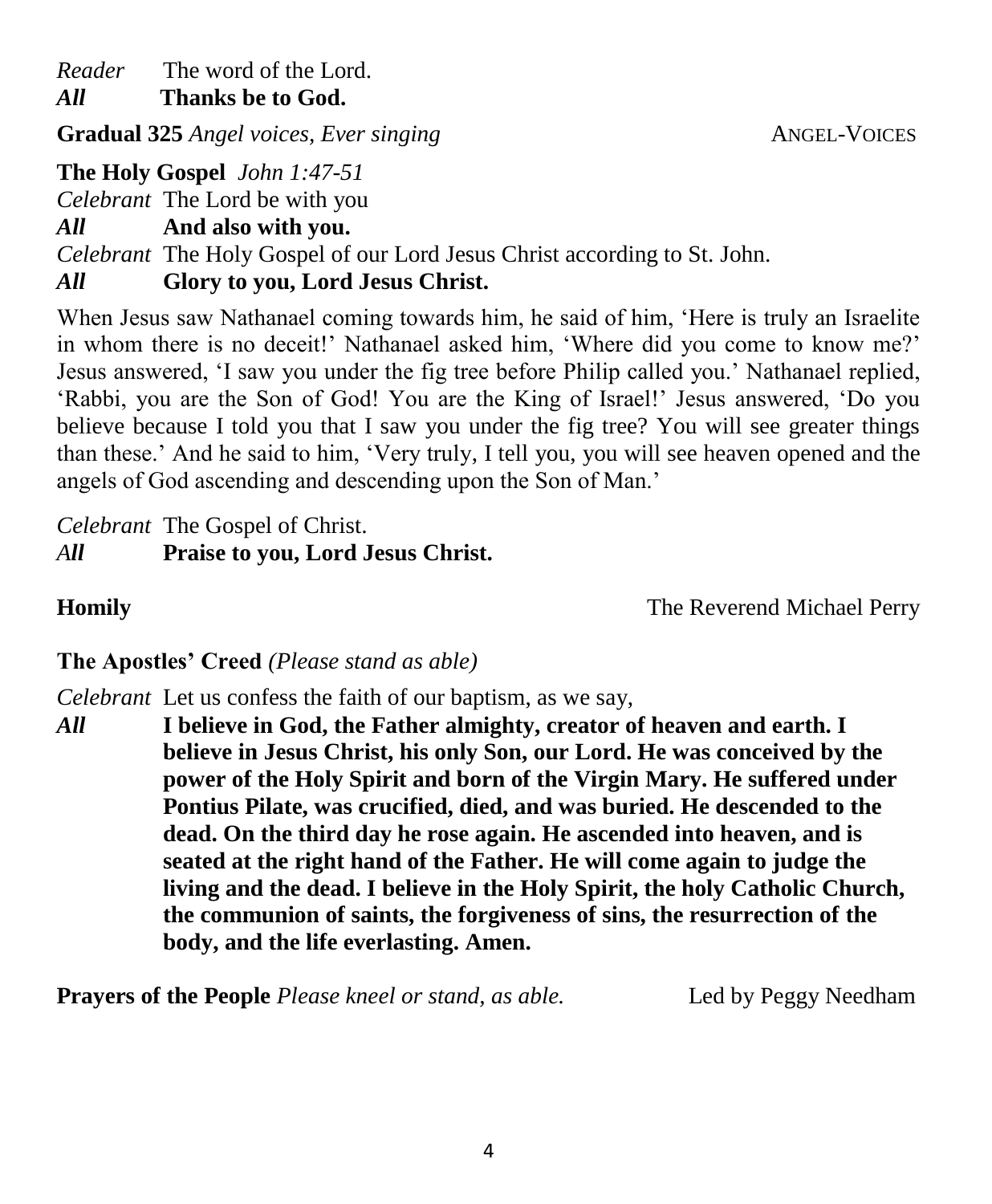*Reader* The word of the Lord.
***All*** **Thanks be to God.**

**Gradual 325** *Angel voices, Ever singing* ANGEL-VOICES

**The Holy Gospel** *John 1:47-51*
*Celebrant* The Lord be with you
***All*** **And also with you.**
*Celebrant* The Holy Gospel of our Lord Jesus Christ according to St. John.
***All*** **Glory to you, Lord Jesus Christ.**

When Jesus saw Nathanael coming towards him, he said of him, 'Here is truly an Israelite in whom there is no deceit!' Nathanael asked him, 'Where did you come to know me?' Jesus answered, 'I saw you under the fig tree before Philip called you.' Nathanael replied, 'Rabbi, you are the Son of God! You are the King of Israel!' Jesus answered, 'Do you believe because I told you that I saw you under the fig tree? You will see greater things than these.' And he said to him, 'Very truly, I tell you, you will see heaven opened and the angels of God ascending and descending upon the Son of Man.'

*Celebrant* The Gospel of Christ.
***All*** **Praise to you, Lord Jesus Christ.**

**Homily** The Reverend Michael Perry

**The Apostles' Creed** *(Please stand as able)*

*Celebrant* Let us confess the faith of our baptism, as we say,
***All*** **I believe in God, the Father almighty, creator of heaven and earth. I believe in Jesus Christ, his only Son, our Lord. He was conceived by the power of the Holy Spirit and born of the Virgin Mary. He suffered under Pontius Pilate, was crucified, died, and was buried. He descended to the dead. On the third day he rose again. He ascended into heaven, and is seated at the right hand of the Father. He will come again to judge the living and the dead. I believe in the Holy Spirit, the holy Catholic Church, the communion of saints, the forgiveness of sins, the resurrection of the body, and the life everlasting. Amen.**

**Prayers of the People** *Please kneel or stand, as able.* Led by Peggy Needham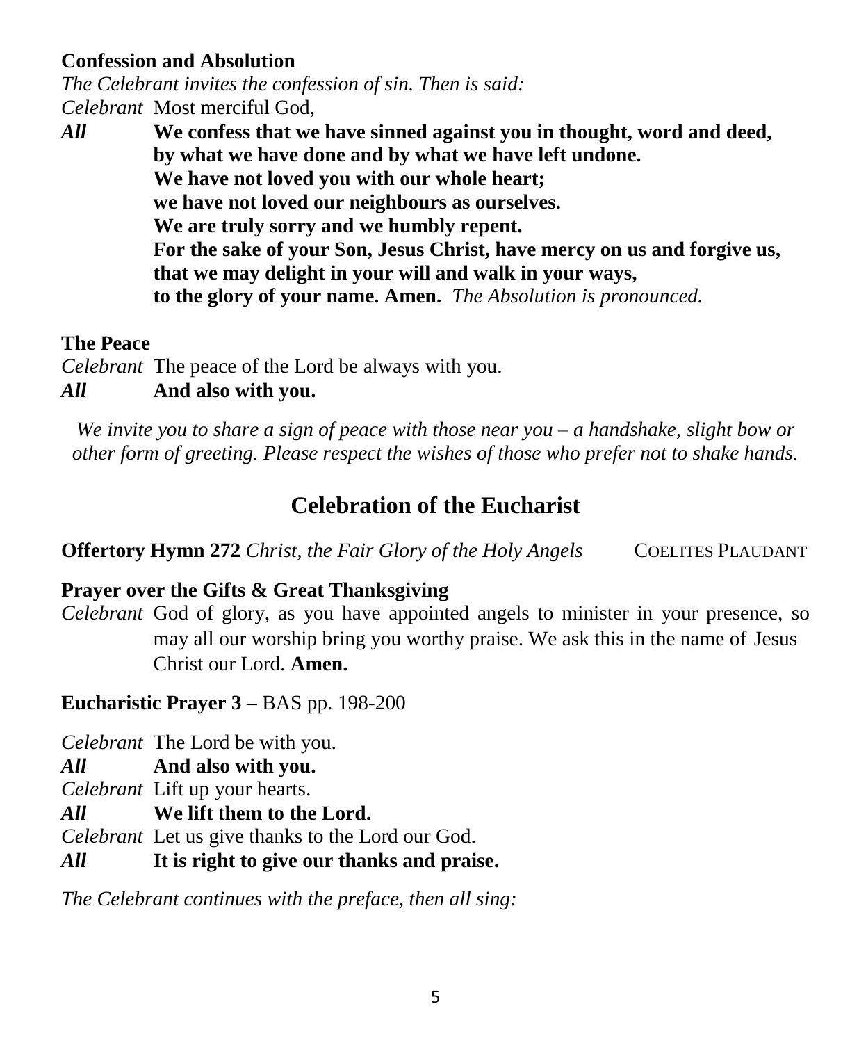**Confession and Absolution**

*The Celebrant invites the confession of sin. Then is said:*

*Celebrant* Most merciful God,

***All*** **We confess that we have sinned against you in thought, word and deed,**
**by what we have done and by what we have left undone.**
**We have not loved you with our whole heart;**
**we have not loved our neighbours as ourselves.**
**We are truly sorry and we humbly repent.**
**For the sake of your Son, Jesus Christ, have mercy on us and forgive us,**
**that we may delight in your will and walk in your ways,**
**to the glory of your name. Amen.** *The Absolution is pronounced.*

**The Peace**

*Celebrant* The peace of the Lord be always with you.

***All*** **And also with you.**

*We invite you to share a sign of peace with those near you – a handshake, slight bow or other form of greeting. Please respect the wishes of those who prefer not to shake hands.*

## Celebration of the Eucharist

**Offertory Hymn 272** *Christ, the Fair Glory of the Holy Angels* COELITES PLAUDANT

**Prayer over the Gifts & Great Thanksgiving**

*Celebrant* God of glory, as you have appointed angels to minister in your presence, so may all our worship bring you worthy praise. We ask this in the name of Jesus Christ our Lord. **Amen.**

**Eucharistic Prayer 3 –** BAS pp. 198-200

*Celebrant* The Lord be with you.

***All*** **And also with you.**

*Celebrant* Lift up your hearts.

***All*** **We lift them to the Lord.**

*Celebrant* Let us give thanks to the Lord our God.

***All*** **It is right to give our thanks and praise.**

*The Celebrant continues with the preface, then all sing:*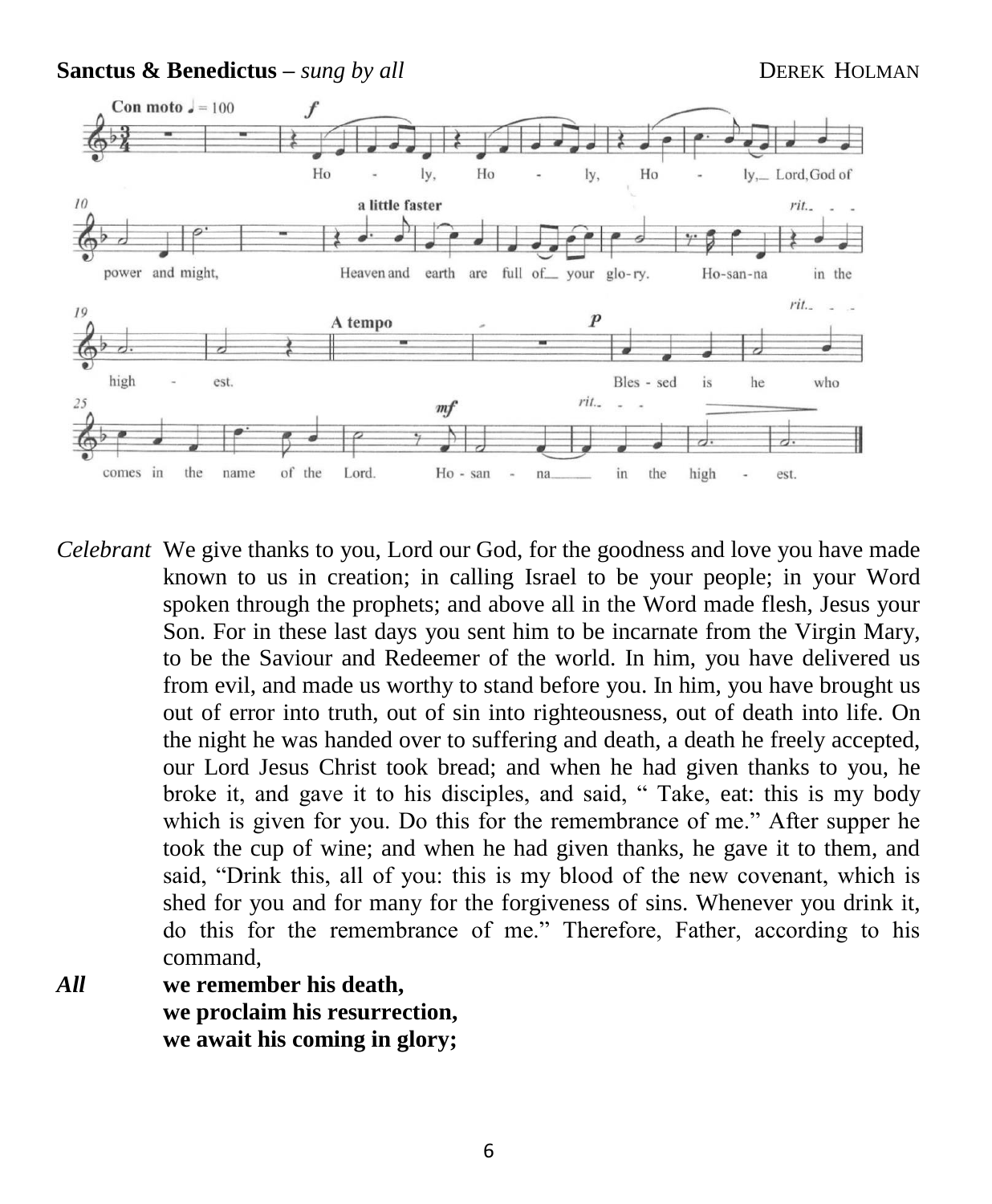**Sanctus & Benedictus –** *sung by all* DEREK HOLMAN

*Celebrant* We give thanks to you, Lord our God, for the goodness and love you have made known to us in creation; in calling Israel to be your people; in your Word spoken through the prophets; and above all in the Word made flesh, Jesus your Son. For in these last days you sent him to be incarnate from the Virgin Mary, to be the Saviour and Redeemer of the world. In him, you have delivered us from evil, and made us worthy to stand before you. In him, you have brought us out of error into truth, out of sin into righteousness, out of death into life. On the night he was handed over to suffering and death, a death he freely accepted, our Lord Jesus Christ took bread; and when he had given thanks to you, he broke it, and gave it to his disciples, and said, " Take, eat: this is my body which is given for you. Do this for the remembrance of me." After supper he took the cup of wine; and when he had given thanks, he gave it to them, and said, "Drink this, all of you: this is my blood of the new covenant, which is shed for you and for many for the forgiveness of sins. Whenever you drink it, do this for the remembrance of me." Therefore, Father, according to his command,

***All*** **we remember his death,**
**we proclaim his resurrection,**
**we await his coming in glory;**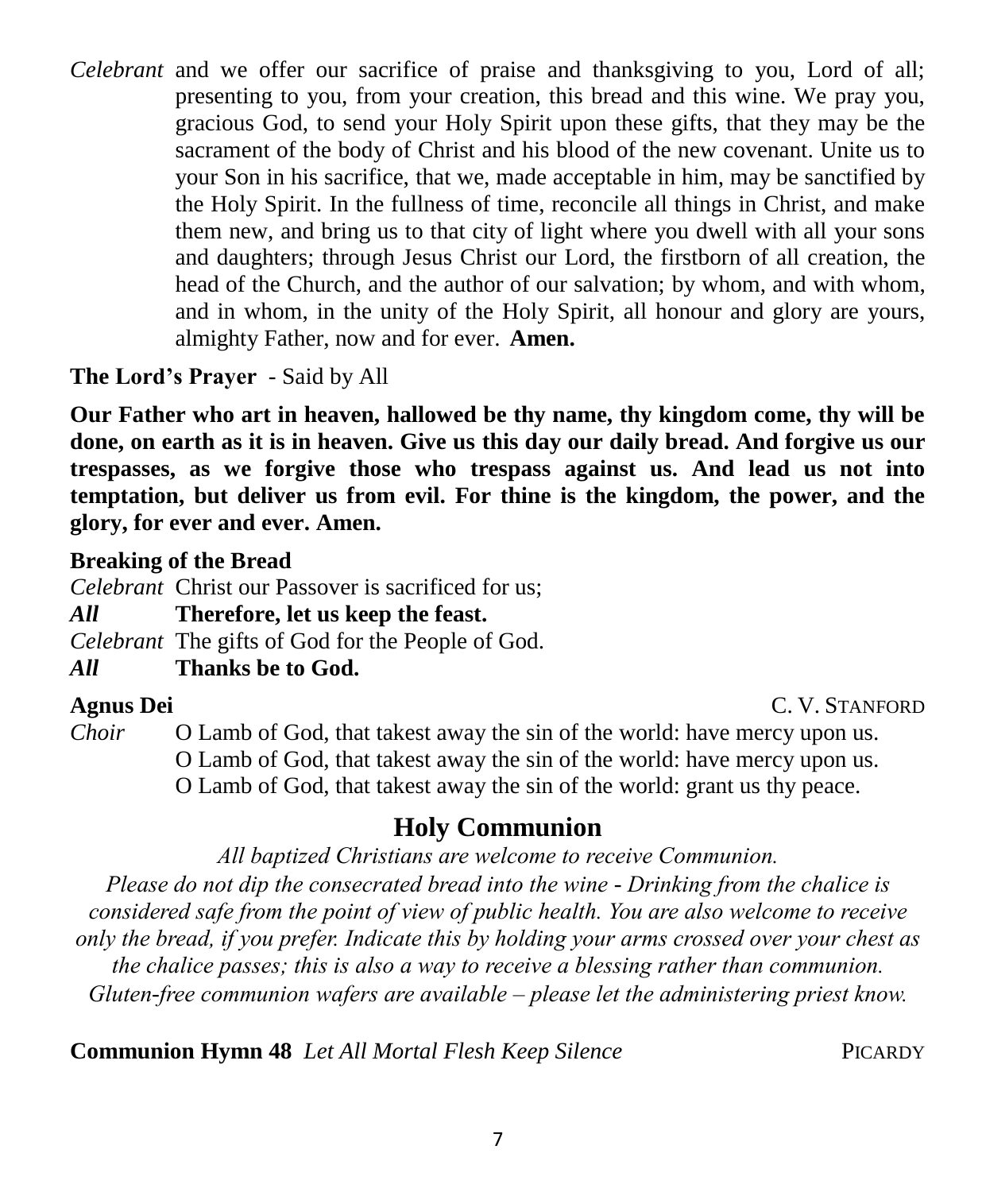*Celebrant* and we offer our sacrifice of praise and thanksgiving to you, Lord of all; presenting to you, from your creation, this bread and this wine. We pray you, gracious God, to send your Holy Spirit upon these gifts, that they may be the sacrament of the body of Christ and his blood of the new covenant. Unite us to your Son in his sacrifice, that we, made acceptable in him, may be sanctified by the Holy Spirit. In the fullness of time, reconcile all things in Christ, and make them new, and bring us to that city of light where you dwell with all your sons and daughters; through Jesus Christ our Lord, the firstborn of all creation, the head of the Church, and the author of our salvation; by whom, and with whom, and in whom, in the unity of the Holy Spirit, all honour and glory are yours, almighty Father, now and for ever. **Amen.**

**The Lord's Prayer** - Said by All

**Our Father who art in heaven, hallowed be thy name, thy kingdom come, thy will be done, on earth as it is in heaven. Give us this day our daily bread. And forgive us our trespasses, as we forgive those who trespass against us. And lead us not into temptation, but deliver us from evil. For thine is the kingdom, the power, and the glory, for ever and ever. Amen.**

**Breaking of the Bread**

*Celebrant* Christ our Passover is sacrificed for us;
***All*** **Therefore, let us keep the feast.**
*Celebrant* The gifts of God for the People of God.
***All*** **Thanks be to God.**

**Agnus Dei** C. V. STANFORD

*Choir* O Lamb of God, that takest away the sin of the world: have mercy upon us.
O Lamb of God, that takest away the sin of the world: have mercy upon us.
O Lamb of God, that takest away the sin of the world: grant us thy peace.

## Holy Communion

*All baptized Christians are welcome to receive Communion.*
*Please do not dip the consecrated bread into the wine - Drinking from the chalice is considered safe from the point of view of public health. You are also welcome to receive only the bread, if you prefer. Indicate this by holding your arms crossed over your chest as the chalice passes; this is also a way to receive a blessing rather than communion.*
*Gluten-free communion wafers are available – please let the administering priest know.*

**Communion Hymn 48** *Let All Mortal Flesh Keep Silence* PICARDY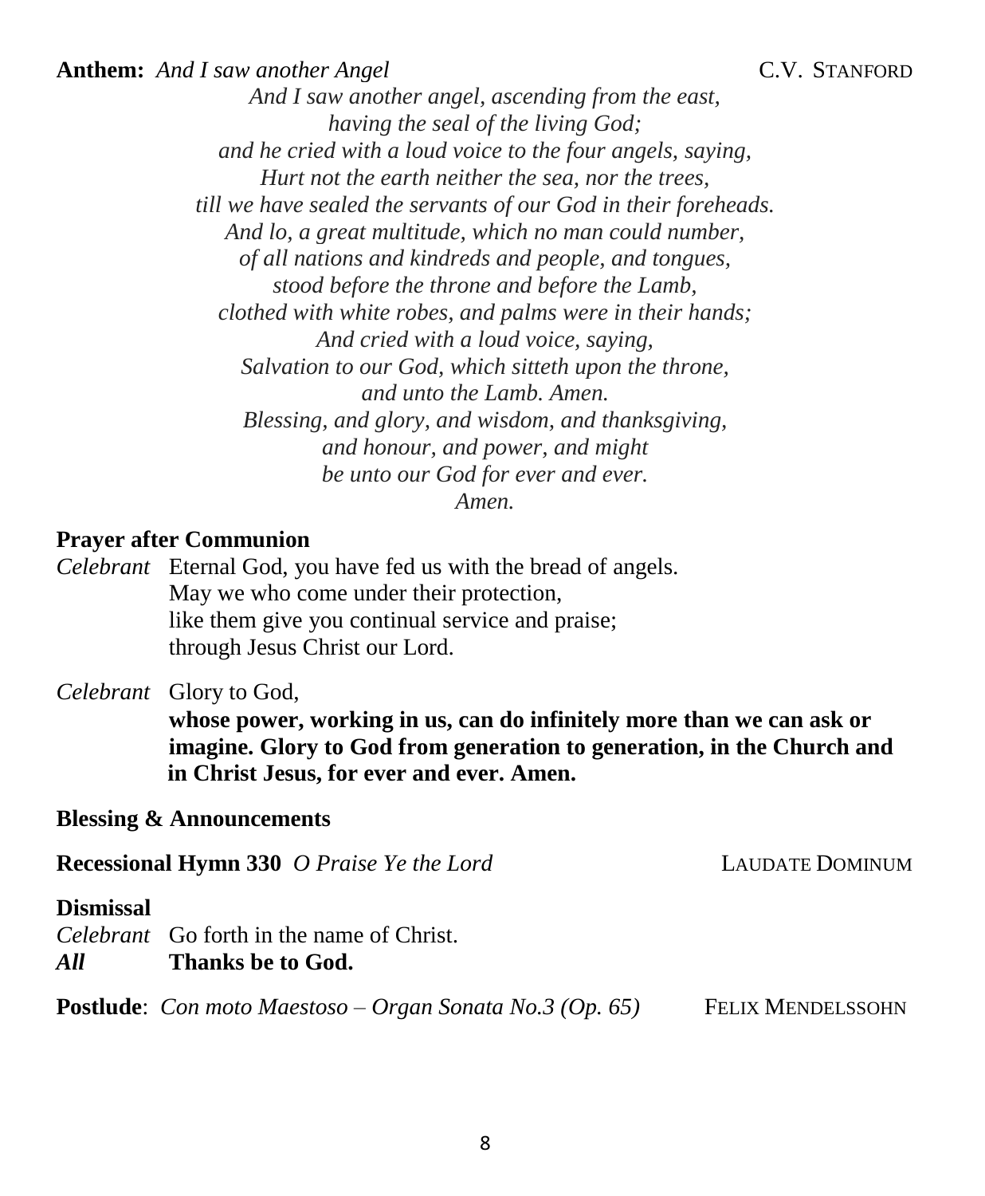**Anthem:** *And I saw another Angel* C.V. STANFORD

*And I saw another angel, ascending from the east,*
*having the seal of the living God;*
*and he cried with a loud voice to the four angels, saying,*
*Hurt not the earth neither the sea, nor the trees,*
*till we have sealed the servants of our God in their foreheads.*
*And lo, a great multitude, which no man could number,*
*of all nations and kindreds and people, and tongues,*
*stood before the throne and before the Lamb,*
*clothed with white robes, and palms were in their hands;*
*And cried with a loud voice, saying,*
*Salvation to our God, which sitteth upon the throne,*
*and unto the Lamb. Amen.*
*Blessing, and glory, and wisdom, and thanksgiving,*
*and honour, and power, and might*
*be unto our God for ever and ever.*
*Amen.*

**Prayer after Communion**

*Celebrant* Eternal God, you have fed us with the bread of angels.
May we who come under their protection,
like them give you continual service and praise;
through Jesus Christ our Lord.

*Celebrant* Glory to God,
**whose power, working in us, can do infinitely more than we can ask or imagine. Glory to God from generation to generation, in the Church and in Christ Jesus, for ever and ever. Amen.**

**Blessing & Announcements**

**Recessional Hymn 330** *O Praise Ye the Lord* LAUDATE DOMINUM

**Dismissal**

*Celebrant* Go forth in the name of Christ.
***All*** **Thanks be to God.**

**Postlude**: *Con moto Maestoso – Organ Sonata No.3 (Op. 65)* FELIX MENDELSSOHN